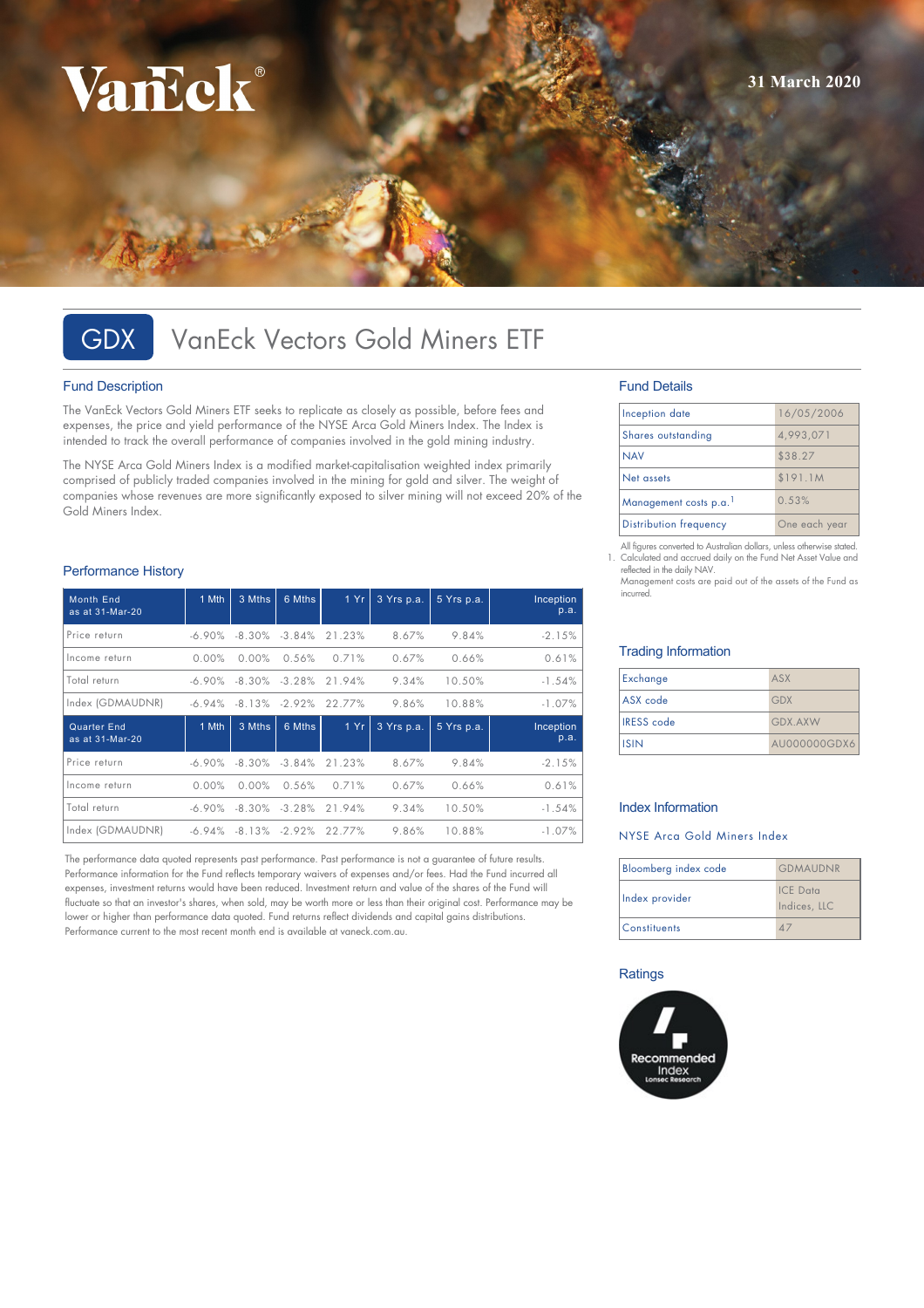VanEck

31 March 2020

# GDX VanEck Vectors Gold Miners ETF

## Fund Description

The VanEck Vectors Gold Miners ETF seeks to replicate as closely as possible, before fees and expenses, the price and yield performance of the NYSE Arca Gold Miners Index. The Index is intended to track the overall performance of companies involved in the gold mining industry.

The NYSE Arca Gold Miners Index is a modified market-capitalisation weighted index primarily comprised of publicly traded companies involved in the mining for gold and silver. The weight of companies whose revenues are more significantly exposed to silver mining will not exceed 20% of the Gold Miners Index.

## Fund Details

| | |
|---|---|
| Inception date | 16/05/2006 |
| Shares outstanding | 4,993,071 |
| NAV | $38.27 |
| Net assets | $191.1M |
| Management costs p.a.[1] | 0.53% |
| Distribution frequency | One each year |

All figures converted to Australian dollars, unless otherwise stated.
1. Calculated and accrued daily on the Fund Net Asset Value and reflected in the daily NAV. Management costs are paid out of the assets of the Fund as incurred.

## Performance History

| Month End as at 31-Mar-20 | 1 Mth | 3 Mths | 6 Mths | 1 Yr | 3 Yrs p.a. | 5 Yrs p.a. | Inception p.a. |
|---|---|---|---|---|---|---|---|
| Price return | -6.90% | -8.30% | -3.84% | 21.23% | 8.67% | 9.84% | -2.15% |
| Income return | 0.00% | 0.00% | 0.56% | 0.71% | 0.67% | 0.66% | 0.61% |
| Total return | -6.90% | -8.30% | -3.28% | 21.94% | 9.34% | 10.50% | -1.54% |
| Index (GDMAUDNR) | -6.94% | -8.13% | -2.92% | 22.77% | 9.86% | 10.88% | -1.07% |

| Quarter End as at 31-Mar-20 | 1 Mth | 3 Mths | 6 Mths | 1 Yr | 3 Yrs p.a. | 5 Yrs p.a. | Inception p.a. |
|---|---|---|---|---|---|---|---|
| Price return | -6.90% | -8.30% | -3.84% | 21.23% | 8.67% | 9.84% | -2.15% |
| Income return | 0.00% | 0.00% | 0.56% | 0.71% | 0.67% | 0.66% | 0.61% |
| Total return | -6.90% | -8.30% | -3.28% | 21.94% | 9.34% | 10.50% | -1.54% |
| Index (GDMAUDNR) | -6.94% | -8.13% | -2.92% | 22.77% | 9.86% | 10.88% | -1.07% |

The performance data quoted represents past performance. Past performance is not a guarantee of future results. Performance information for the Fund reflects temporary waivers of expenses and/or fees. Had the Fund incurred all expenses, investment returns would have been reduced. Investment return and value of the shares of the Fund will fluctuate so that an investor's shares, when sold, may be worth more or less than their original cost. Performance may be lower or higher than performance data quoted. Fund returns reflect dividends and capital gains distributions. Performance current to the most recent month end is available at vaneck.com.au.

## Trading Information

| | |
|---|---|
| Exchange | ASX |
| ASX code | GDX |
| IRESS code | GDX.AXW |
| ISIN | AU000000GDX6 |

## Index Information

NYSE Arca Gold Miners Index

| | |
|---|---|
| Bloomberg index code | GDMAUDNR |
| Index provider | ICE Data Indices, LLC |
| Constituents | 47 |

## Ratings

Recommended Index
Lonsec Research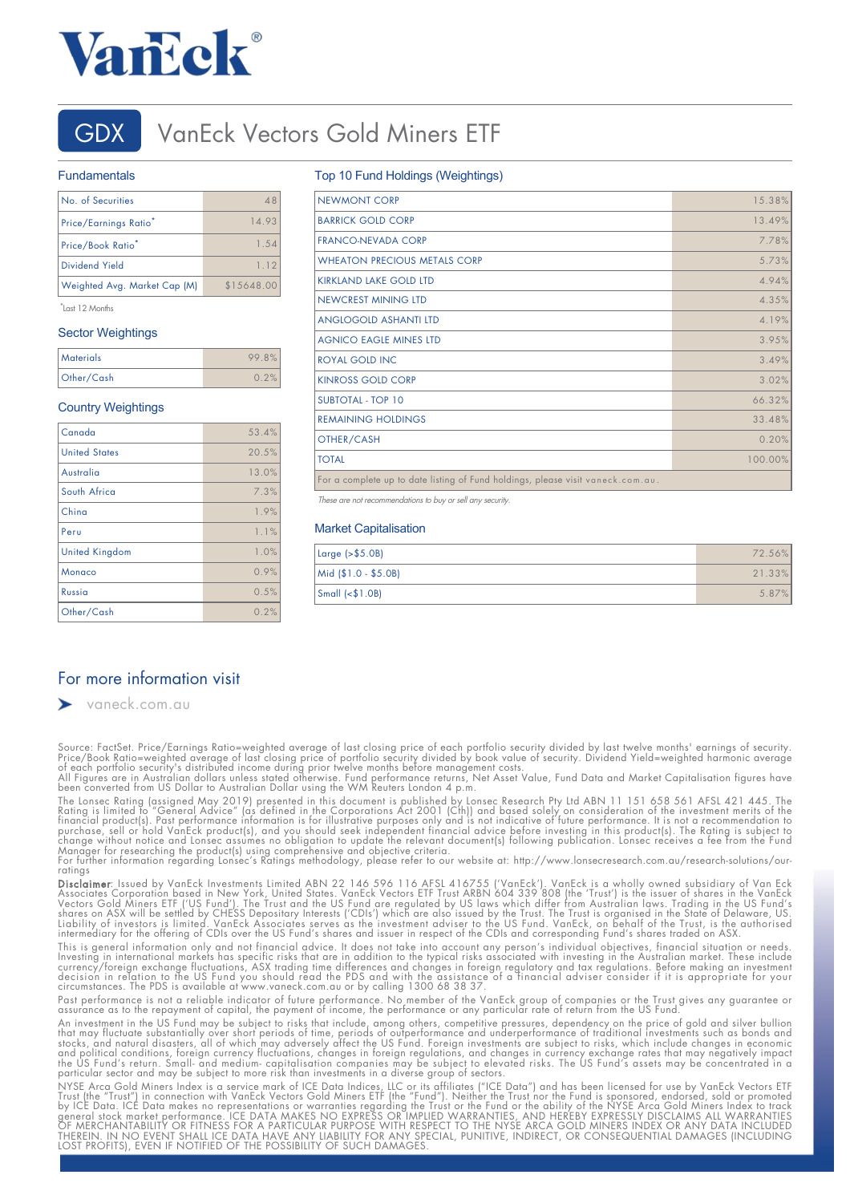# VanEck

## GDX VanEck Vectors Gold Miners ETF

### Fundamentals

| | |
|---|---|
| No. of Securities | 48 |
| Price/Earnings Ratio* | 14.93 |
| Price/Book Ratio* | 1.54 |
| Dividend Yield | 1.12 |
| Weighted Avg. Market Cap (M) | $15648.00 |

*Last 12 Months

### Sector Weightings

| | |
|---|---|
| Materials | 99.8% |
| Other/Cash | 0.2% |

### Country Weightings

| | |
|---|---|
| Canada | 53.4% |
| United States | 20.5% |
| Australia | 13.0% |
| South Africa | 7.3% |
| China | 1.9% |
| Peru | 1.1% |
| United Kingdom | 1.0% |
| Monaco | 0.9% |
| Russia | 0.5% |
| Other/Cash | 0.2% |

### Top 10 Fund Holdings (Weightings)

| | |
|---|---|
| NEWMONT CORP | 15.38% |
| BARRICK GOLD CORP | 13.49% |
| FRANCO-NEVADA CORP | 7.78% |
| WHEATON PRECIOUS METALS CORP | 5.73% |
| KIRKLAND LAKE GOLD LTD | 4.94% |
| NEWCREST MINING LTD | 4.35% |
| ANGLOGOLD ASHANTI LTD | 4.19% |
| AGNICO EAGLE MINES LTD | 3.95% |
| ROYAL GOLD INC | 3.49% |
| KINROSS GOLD CORP | 3.02% |
| SUBTOTAL - TOP 10 | 66.32% |
| REMAINING HOLDINGS | 33.48% |
| OTHER/CASH | 0.20% |
| TOTAL | 100.00% |
| For a complete up to date listing of Fund holdings, please visit vaneck.com.au. | |

*These are not recommendations to buy or sell any security.*

### Market Capitalisation

| | |
|---|---|
| Large (>$5.0B) | 72.56% |
| Mid ($1.0 - $5.0B) | 21.33% |
| Small (<$1.0B) | 5.87% |

## For more information visit

vaneck.com.au

Source: FactSet. Price/Earnings Ratio=weighted average of last closing price of each portfolio security divided by last twelve months' earnings of security. Price/Book Ratio=weighted average of last closing price of portfolio security divided by book value of security. Dividend Yield=weighted harmonic average of each portfolio security's distributed income during prior twelve months before management costs.
All Figures are in Australian dollars unless stated otherwise. Fund performance returns, Net Asset Value, Fund Data and Market Capitalisation figures have been converted from US Dollar to Australian Dollar using the WM Reuters London 4 p.m.

The Lonsec Rating (assigned May 2019) presented in this document is published by Lonsec Research Pty Ltd ABN 11 151 658 561 AFSL 421 445. The Rating is limited to "General Advice" (as defined in the Corporations Act 2001 (Cth)) and based solely on consideration of the investment merits of the financial product(s). Past performance information is for illustrative purposes only and is not indicative of future performance. It is not a recommendation to purchase, sell or hold VanEck product(s), and you should seek independent financial advice before investing in this product(s). The Rating is subject to change without notice and Lonsec assumes no obligation to update the relevant document(s) following publication. Lonsec receives a fee from the Fund Manager for researching the product(s) using comprehensive and objective criteria.
For further information regarding Lonsec's Ratings methodology, please refer to our website at: http://www.lonsecresearch.com.au/research-solutions/our-ratings

**Disclaimer**: Issued by VanEck Investments Limited ABN 22 146 596 116 AFSL 416755 ('VanEck'). VanEck is a wholly owned subsidiary of Van Eck Associates Corporation based in New York, United States. VanEck Vectors ETF Trust ARBN 604 339 808 (the 'Trust') is the issuer of shares in the VanEck Vectors Gold Miners ETF ('US Fund'). The Trust and the US Fund are regulated by US laws which differ from Australian laws. Trading in the US Fund's shares on ASX will be settled by CHESS Depositary Interests ('CDIs') which are also issued by the Trust. The Trust is organised in the State of Delaware, US. Liability of investors is limited. VanEck Associates serves as the investment adviser to the US Fund. VanEck, on behalf of the Trust, is the authorised intermediary for the offering of CDIs over the US Fund's shares and issuer in respect of the CDIs and corresponding Fund's shares traded on ASX.

This is general information only and not financial advice. It does not take into account any person's individual objectives, financial situation or needs. Investing in international markets has specific risks that are in addition to the typical risks associated with investing in the Australian market. These include currency/foreign exchange fluctuations, ASX trading time differences and changes in foreign regulatory and tax regulations. Before making an investment decision in relation to the US Fund you should read the PDS and with the assistance of a financial adviser consider if it is appropriate for your circumstances. The PDS is available at www.vaneck.com.au or by calling 1300 68 38 37.

Past performance is not a reliable indicator of future performance. No member of the VanEck group of companies or the Trust gives any guarantee or assurance as to the repayment of capital, the payment of income, the performance or any particular rate of return from the US Fund.

An investment in the US Fund may be subject to risks that include, among others, competitive pressures, dependency on the price of gold and silver bullion that may fluctuate substantially over short periods of time, periods of outperformance and underperformance of traditional investments such as bonds and stocks, and natural disasters, all of which may adversely affect the US Fund. Foreign investments are subject to risks, which include changes in economic and political conditions, foreign currency fluctuations, changes in foreign regulations, and changes in currency exchange rates that may negatively impact the US Fund's return. Small- and medium- capitalisation companies may be subject to elevated risks. The US Fund's assets may be concentrated in a particular sector and may be subject to more risk than investments in a diverse group of sectors.

NYSE Arca Gold Miners Index is a service mark of ICE Data Indices, LLC or its affiliates ("ICE Data") and has been licensed for use by VanEck Vectors ETF Trust (the "Trust") in connection with VanEck Vectors Gold Miners ETF (the "Fund"). Neither the Trust nor the Fund is sponsored, endorsed, sold or promoted by ICE Data. ICE Data makes no representations or warranties regarding the Trust or the Fund or the ability of the NYSE Arca Gold Miners Index to track general stock market performance. ICE DATA MAKES NO EXPRESS OR IMPLIED WARRANTIES, AND HEREBY EXPRESSLY DISCLAIMS ALL WARRANTIES OF MERCHANTABILITY OR FITNESS FOR A PARTICULAR PURPOSE WITH RESPECT TO THE NYSE ARCA GOLD MINERS INDEX OR ANY DATA INCLUDED THEREIN. IN NO EVENT SHALL ICE DATA HAVE ANY LIABILITY FOR ANY SPECIAL, PUNITIVE, INDIRECT, OR CONSEQUENTIAL DAMAGES (INCLUDING LOST PROFITS), EVEN IF NOTIFIED OF THE POSSIBILITY OF SUCH DAMAGES.